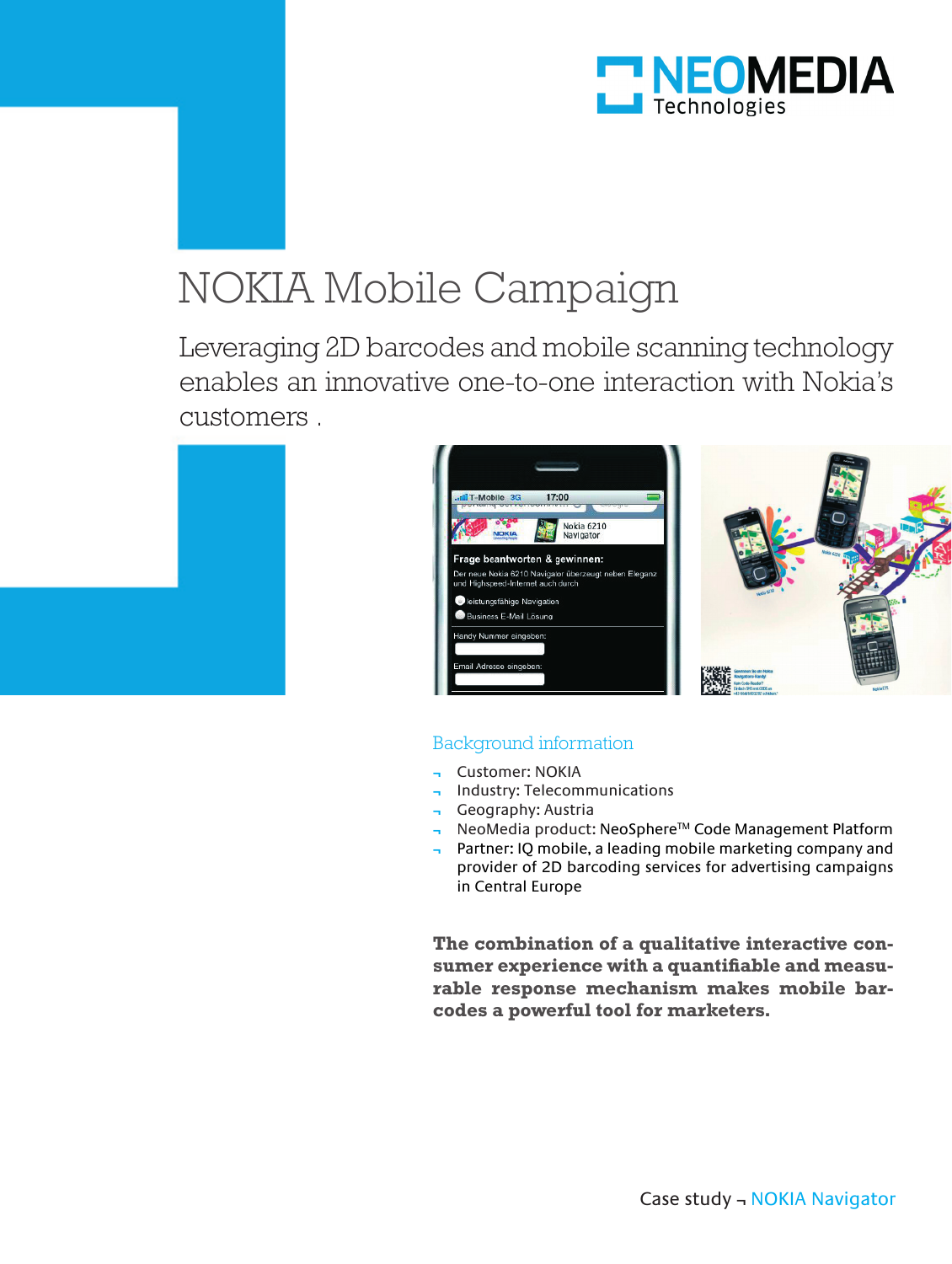NEOMEDIA Technologies

# NOKIA Mobile Campaign

## Leveraging 2D barcodes and mobile scanning technology enables an innovative one-to-one interaction with Nokia's customers .

### Background information

- Customer: NOKIA
- Industry: Telecommunications
- Geography: Austria
- NeoMedia product: NeoSphere™ Code Management Platform
- Partner: IQ mobile, a leading mobile marketing company and provider of 2D barcoding services for advertising campaigns in Central Europe

**The combination of a qualitative interactive consumer experience with a quantifiable and measurable response mechanism makes mobile barcodes a powerful tool for marketers.**

Case study ¬ NOKIA Navigator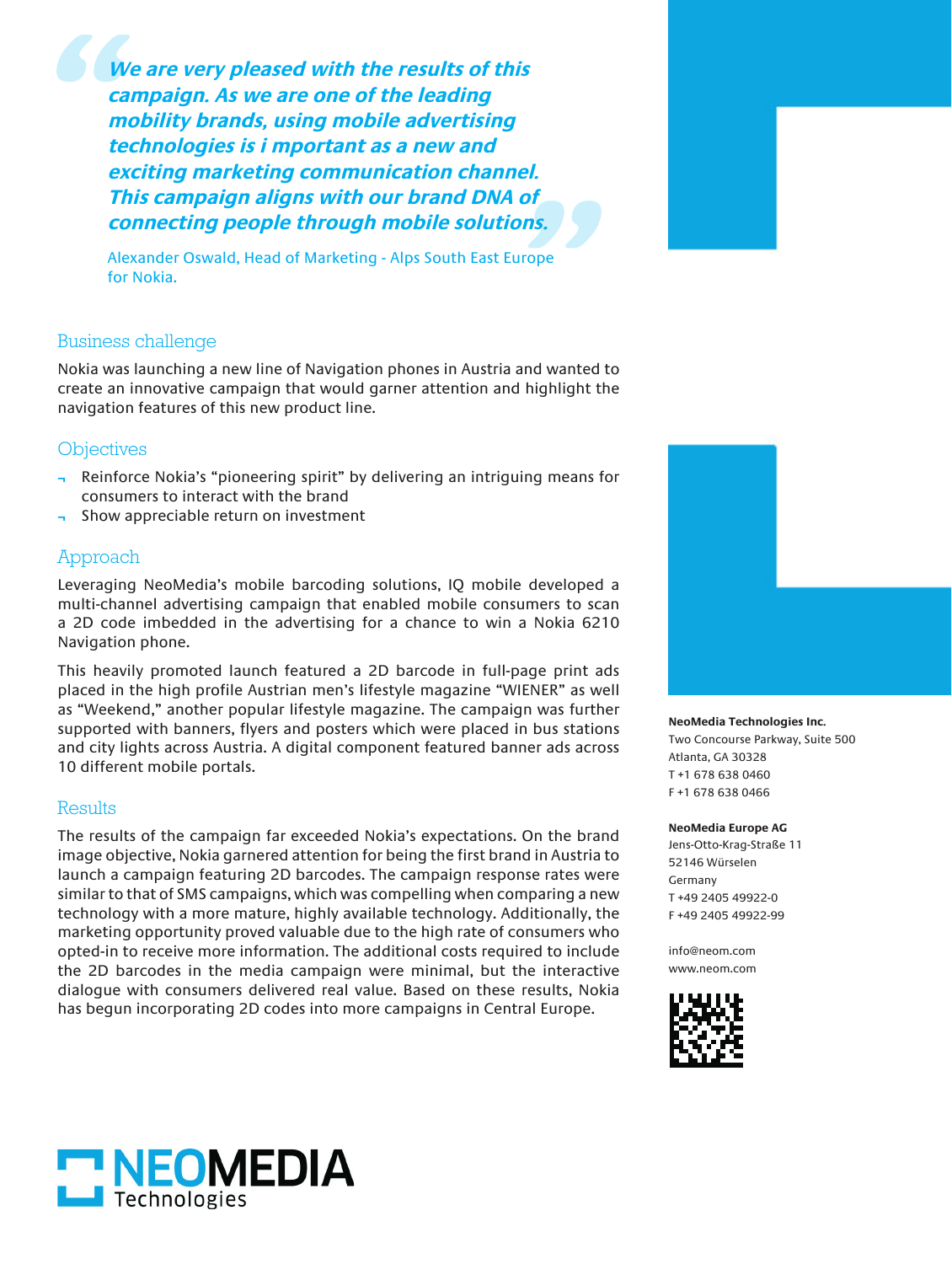*We are very pleased with the results of this campaign. As we are one of the leading mobility brands, using mobile advertising technologies is i mportant as a new and exciting marketing communication channel. This campaign aligns with our brand DNA of connecting people through mobile solutions.*

Alexander Oswald, Head of Marketing - Alps South East Europe for Nokia.

## Business challenge

Nokia was launching a new line of Navigation phones in Austria and wanted to create an innovative campaign that would garner attention and highlight the navigation features of this new product line.

## Objectives

- Reinforce Nokia's "pioneering spirit" by delivering an intriguing means for consumers to interact with the brand
- Show appreciable return on investment

## Approach

Leveraging NeoMedia's mobile barcoding solutions, IQ mobile developed a multi-channel advertising campaign that enabled mobile consumers to scan a 2D code imbedded in the advertising for a chance to win a Nokia 6210 Navigation phone.

This heavily promoted launch featured a 2D barcode in full-page print ads placed in the high profile Austrian men's lifestyle magazine "WIENER" as well as "Weekend," another popular lifestyle magazine. The campaign was further supported with banners, flyers and posters which were placed in bus stations and city lights across Austria. A digital component featured banner ads across 10 different mobile portals.

## Results

The results of the campaign far exceeded Nokia's expectations. On the brand image objective, Nokia garnered attention for being the first brand in Austria to launch a campaign featuring 2D barcodes. The campaign response rates were similar to that of SMS campaigns, which was compelling when comparing a new technology with a more mature, highly available technology. Additionally, the marketing opportunity proved valuable due to the high rate of consumers who opted-in to receive more information. The additional costs required to include the 2D barcodes in the media campaign were minimal, but the interactive dialogue with consumers delivered real value. Based on these results, Nokia has begun incorporating 2D codes into more campaigns in Central Europe.

**NeoMedia Technologies Inc.**
Two Concourse Parkway, Suite 500
Atlanta, GA 30328
T +1 678 638 0460
F +1 678 638 0466

**NeoMedia Europe AG**
Jens-Otto-Krag-Straße 11
52146 Würselen
Germany
T +49 2405 49922-0
F +49 2405 49922-99

info@neom.com
www.neom.com

NEOMEDIA Technologies